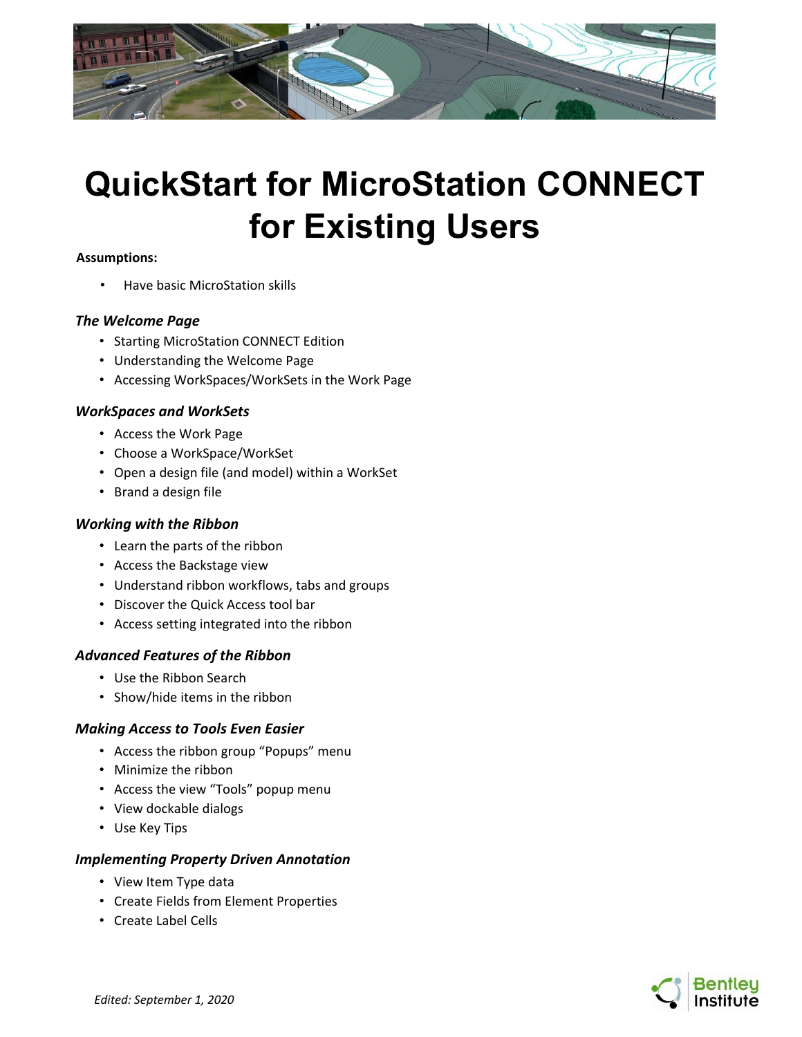# QuickStart for MicroStation CONNECT for Existing Users

**Assumptions:**

- Have basic MicroStation skills

### *The Welcome Page*

- Starting MicroStation CONNECT Edition
- Understanding the Welcome Page
- Accessing WorkSpaces/WorkSets in the Work Page

### *WorkSpaces and WorkSets*

- Access the Work Page
- Choose a WorkSpace/WorkSet
- Open a design file (and model) within a WorkSet
- Brand a design file

### *Working with the Ribbon*

- Learn the parts of the ribbon
- Access the Backstage view
- Understand ribbon workflows, tabs and groups
- Discover the Quick Access tool bar
- Access setting integrated into the ribbon

### *Advanced Features of the Ribbon*

- Use the Ribbon Search
- Show/hide items in the ribbon

### *Making Access to Tools Even Easier*

- Access the ribbon group “Popups” menu
- Minimize the ribbon
- Access the view “Tools” popup menu
- View dockable dialogs
- Use Key Tips

### *Implementing Property Driven Annotation*

- View Item Type data
- Create Fields from Element Properties
- Create Label Cells

*Edited: September 1, 2020*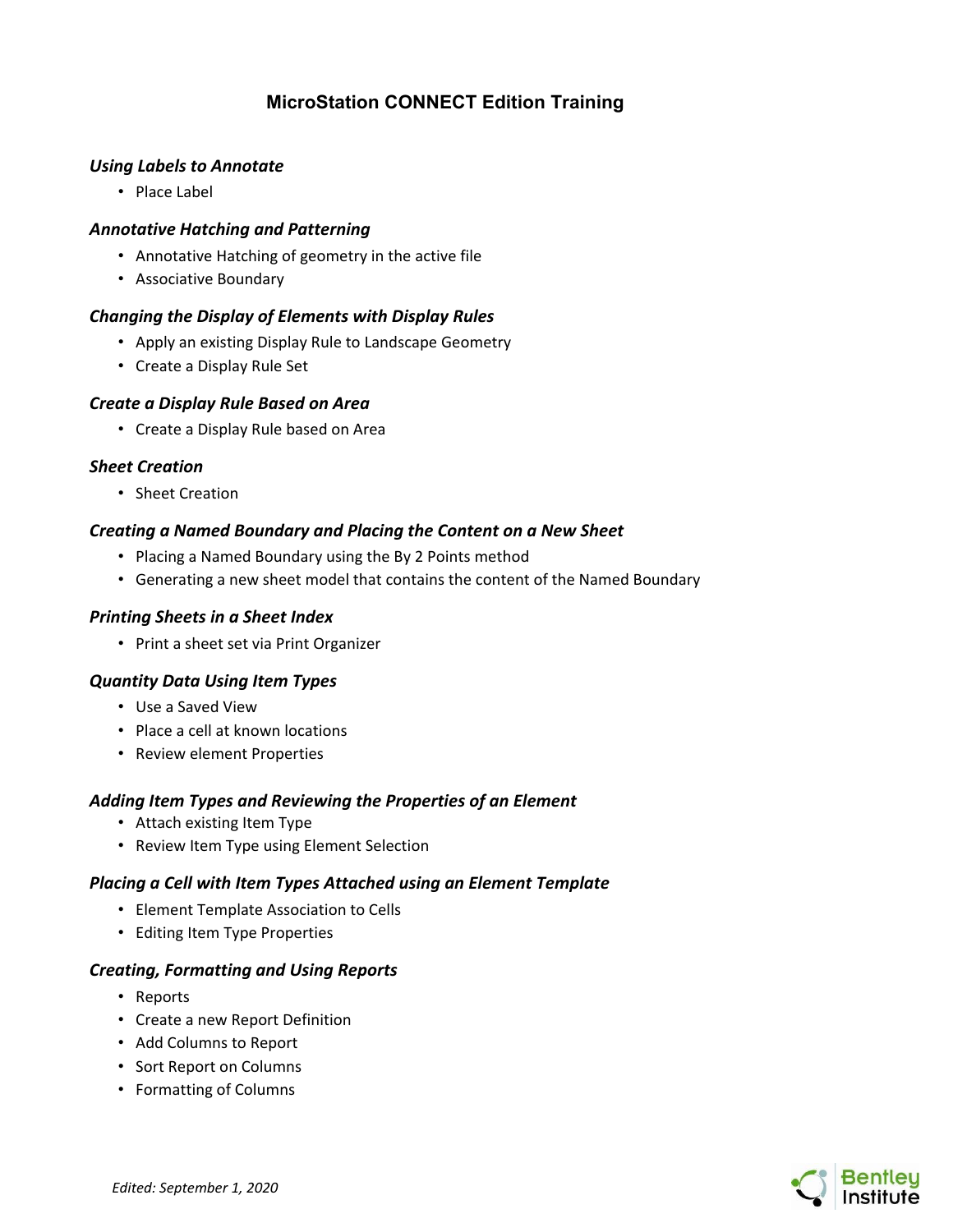# MicroStation CONNECT Edition Training

### *Using Labels to Annotate*

- Place Label

### *Annotative Hatching and Patterning*

- Annotative Hatching of geometry in the active file
- Associative Boundary

### *Changing the Display of Elements with Display Rules*

- Apply an existing Display Rule to Landscape Geometry
- Create a Display Rule Set

### *Create a Display Rule Based on Area*

- Create a Display Rule based on Area

### *Sheet Creation*

- Sheet Creation

### *Creating a Named Boundary and Placing the Content on a New Sheet*

- Placing a Named Boundary using the By 2 Points method
- Generating a new sheet model that contains the content of the Named Boundary

### *Printing Sheets in a Sheet Index*

- Print a sheet set via Print Organizer

### *Quantity Data Using Item Types*

- Use a Saved View
- Place a cell at known locations
- Review element Properties

### *Adding Item Types and Reviewing the Properties of an Element*

- Attach existing Item Type
- Review Item Type using Element Selection

### *Placing a Cell with Item Types Attached using an Element Template*

- Element Template Association to Cells
- Editing Item Type Properties

### *Creating, Formatting and Using Reports*

- Reports
- Create a new Report Definition
- Add Columns to Report
- Sort Report on Columns
- Formatting of Columns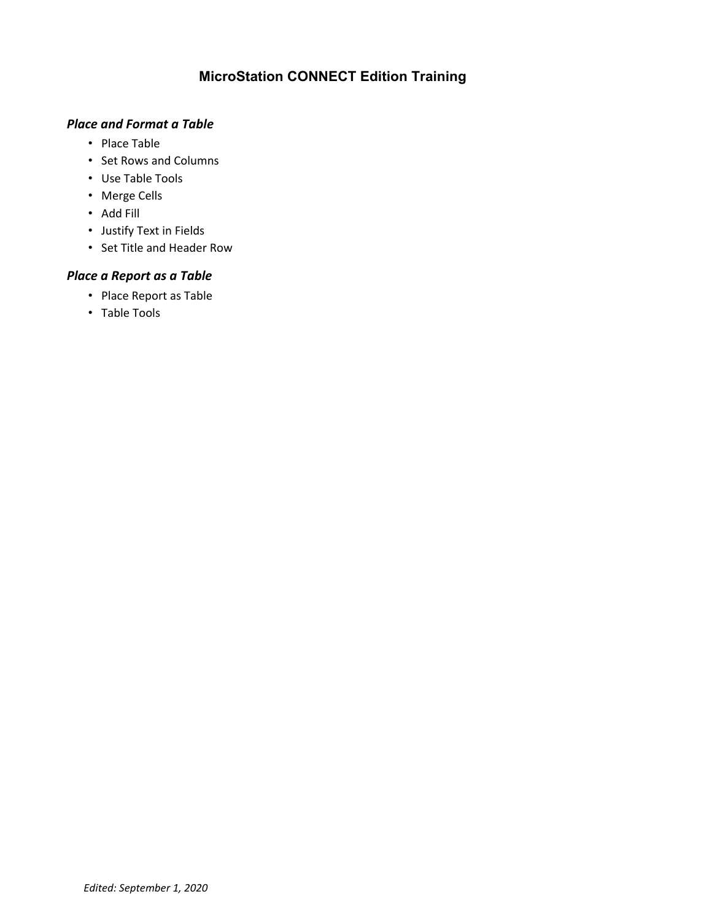# MicroStation CONNECT Edition Training

### *Place and Format a Table*

- Place Table
- Set Rows and Columns
- Use Table Tools
- Merge Cells
- Add Fill
- Justify Text in Fields
- Set Title and Header Row

### *Place a Report as a Table*

- Place Report as Table
- Table Tools

*Edited: September 1, 2020*